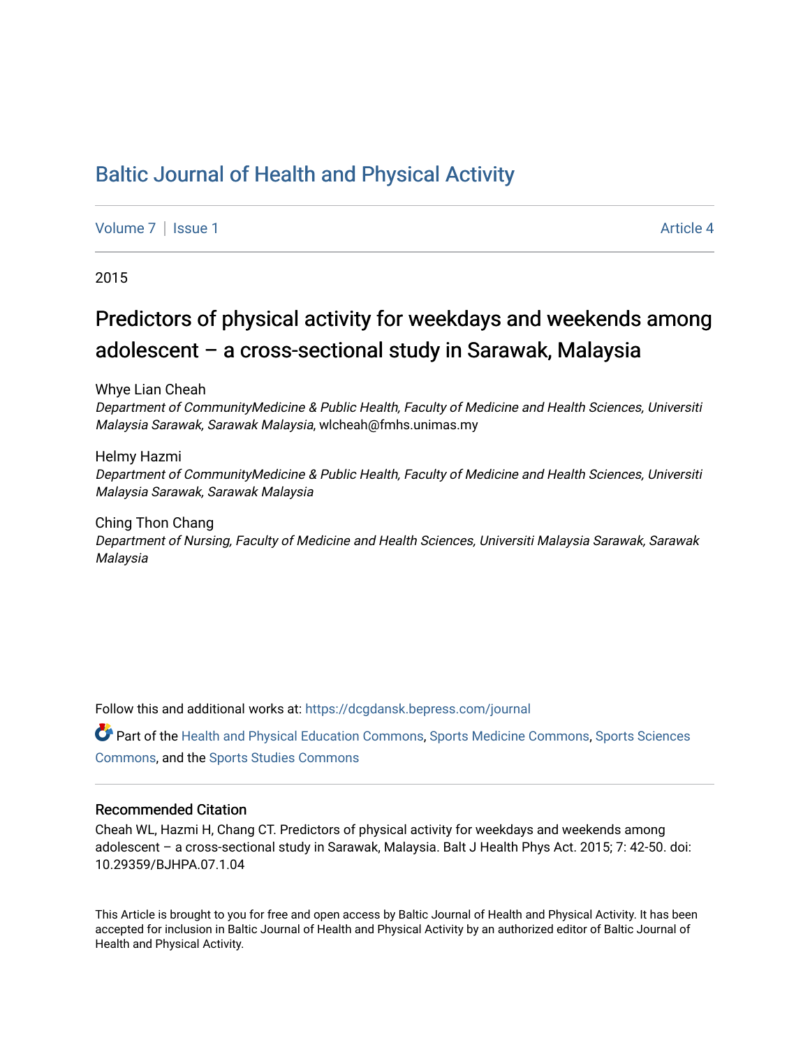# Baltic Journal of Health and Physical Activity

Volume 7 | Issue 1 Article 4

2015

## Predictors of physical activity for weekdays and weekends among adolescent – a cross-sectional study in Sarawak, Malaysia

Whye Lian Cheah
*Department of CommunityMedicine & Public Health, Faculty of Medicine and Health Sciences, Universiti Malaysia Sarawak, Sarawak Malaysia*, wlcheah@fmhs.unimas.my

Helmy Hazmi
*Department of CommunityMedicine & Public Health, Faculty of Medicine and Health Sciences, Universiti Malaysia Sarawak, Sarawak Malaysia*

Ching Thon Chang
*Department of Nursing, Faculty of Medicine and Health Sciences, Universiti Malaysia Sarawak, Sarawak Malaysia*

Follow this and additional works at: https://dcgdansk.bepress.com/journal

Part of the Health and Physical Education Commons, Sports Medicine Commons, Sports Sciences Commons, and the Sports Studies Commons

### Recommended Citation

Cheah WL, Hazmi H, Chang CT. Predictors of physical activity for weekdays and weekends among adolescent – a cross-sectional study in Sarawak, Malaysia. Balt J Health Phys Act. 2015; 7: 42-50. doi: 10.29359/BJHPA.07.1.04

This Article is brought to you for free and open access by Baltic Journal of Health and Physical Activity. It has been accepted for inclusion in Baltic Journal of Health and Physical Activity by an authorized editor of Baltic Journal of Health and Physical Activity.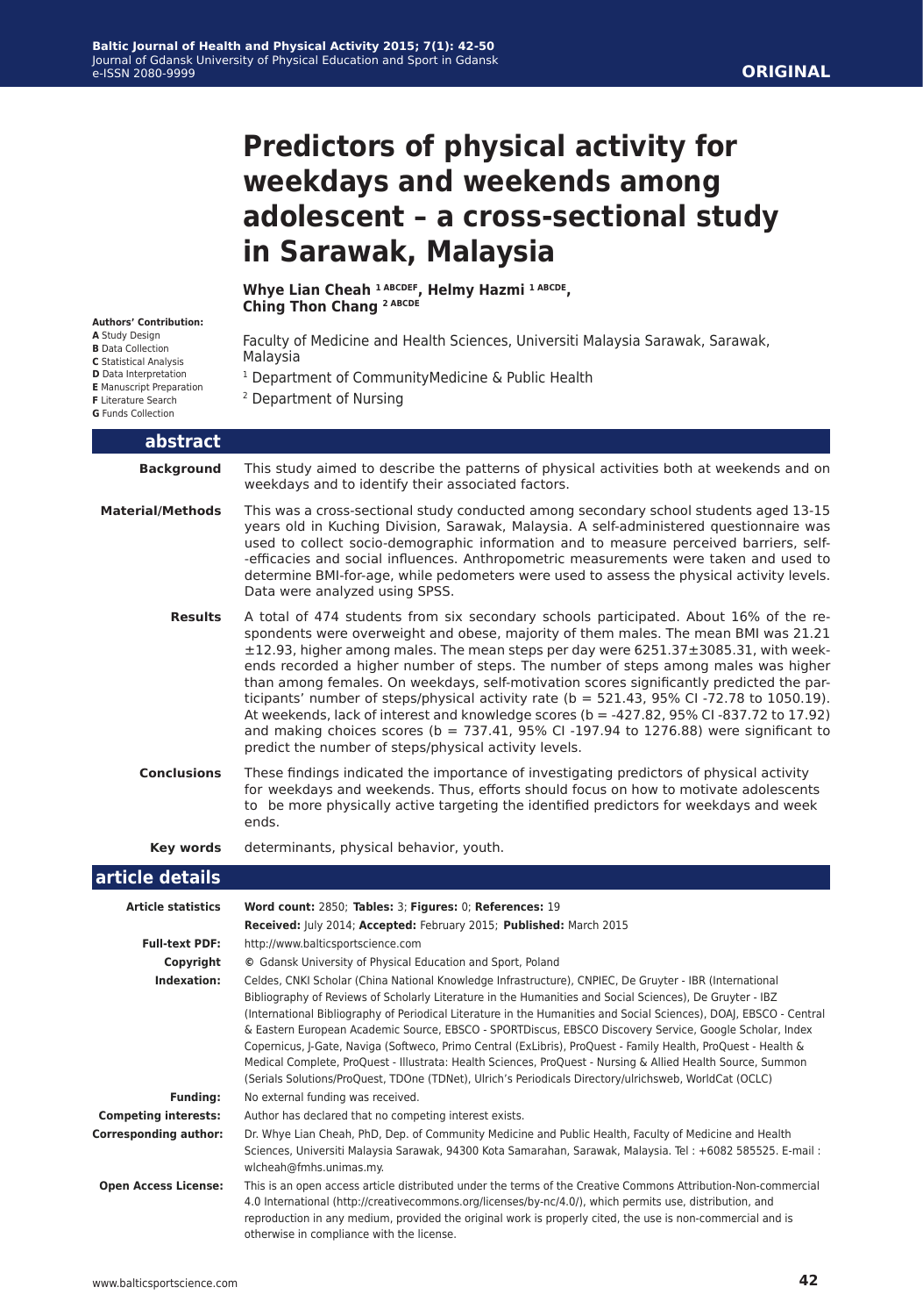ORIGINAL

# Predictors of physical activity for weekdays and weekends among adolescent – a cross-sectional study in Sarawak, Malaysia

**Whye Lian Cheah** [1 ABCDEF], **Helmy Hazmi** [1 ABCDE], **Ching Thon Chang** [2 ABCDE]

**Authors' Contribution:**
**A** Study Design
**B** Data Collection
**C** Statistical Analysis
**D** Data Interpretation
**E** Manuscript Preparation
**F** Literature Search
**G** Funds Collection

Faculty of Medicine and Health Sciences, Universiti Malaysia Sarawak, Sarawak, Malaysia

[1] Department of CommunityMedicine & Public Health

[2] Department of Nursing

## abstract

**Background** This study aimed to describe the patterns of physical activities both at weekends and on weekdays and to identify their associated factors.

**Material/Methods** This was a cross-sectional study conducted among secondary school students aged 13-15 years old in Kuching Division, Sarawak, Malaysia. A self-administered questionnaire was used to collect socio-demographic information and to measure perceived barriers, self--efficacies and social influences. Anthropometric measurements were taken and used to determine BMI-for-age, while pedometers were used to assess the physical activity levels. Data were analyzed using SPSS.

**Results** A total of 474 students from six secondary schools participated. About 16% of the respondents were overweight and obese, majority of them males. The mean BMI was 21.21 ±12.93, higher among males. The mean steps per day were 6251.37±3085.31, with weekends recorded a higher number of steps. The number of steps among males was higher than among females. On weekdays, self-motivation scores significantly predicted the participants' number of steps/physical activity rate (b = 521.43, 95% CI -72.78 to 1050.19). At weekends, lack of interest and knowledge scores (b = -427.82, 95% CI -837.72 to 17.92) and making choices scores (b = 737.41, 95% CI -197.94 to 1276.88) were significant to predict the number of steps/physical activity levels.

**Conclusions** These findings indicated the importance of investigating predictors of physical activity for weekdays and weekends. Thus, efforts should focus on how to motivate adolescents to be more physically active targeting the identified predictors for weekdays and week ends.

**Key words** determinants, physical behavior, youth.

## article details

**Article statistics** **Word count:** 2850; **Tables:** 3; **Figures:** 0; **References:** 19
**Received:** July 2014; **Accepted:** February 2015; **Published:** March 2015

**Full-text PDF:** http://www.balticsportscience.com

**Copyright** © Gdansk University of Physical Education and Sport, Poland

**Indexation:** Celdes, CNKI Scholar (China National Knowledge Infrastructure), CNPIEC, De Gruyter - IBR (International Bibliography of Reviews of Scholarly Literature in the Humanities and Social Sciences), De Gruyter - IBZ (International Bibliography of Periodical Literature in the Humanities and Social Sciences), DOAJ, EBSCO - Central & Eastern European Academic Source, EBSCO - SPORTDiscus, EBSCO Discovery Service, Google Scholar, Index Copernicus, J-Gate, Naviga (Softweco, Primo Central (ExLibris), ProQuest - Family Health, ProQuest - Health & Medical Complete, ProQuest - Illustrata: Health Sciences, ProQuest - Nursing & Allied Health Source, Summon (Serials Solutions/ProQuest, TDOne (TDNet), Ulrich's Periodicals Directory/ulrichsweb, WorldCat (OCLC)

**Funding:** No external funding was received.

**Competing interests:** Author has declared that no competing interest exists.

**Corresponding author:** Dr. Whye Lian Cheah, PhD, Dep. of Community Medicine and Public Health, Faculty of Medicine and Health Sciences, Universiti Malaysia Sarawak, 94300 Kota Samarahan, Sarawak, Malaysia. Tel : +6082 585525. E-mail : wlcheah@fmhs.unimas.my.

**Open Access License:** This is an open access article distributed under the terms of the Creative Commons Attribution-Non-commercial 4.0 International (http://creativecommons.org/licenses/by-nc/4.0/), which permits use, distribution, and reproduction in any medium, provided the original work is properly cited, the use is non-commercial and is otherwise in compliance with the license.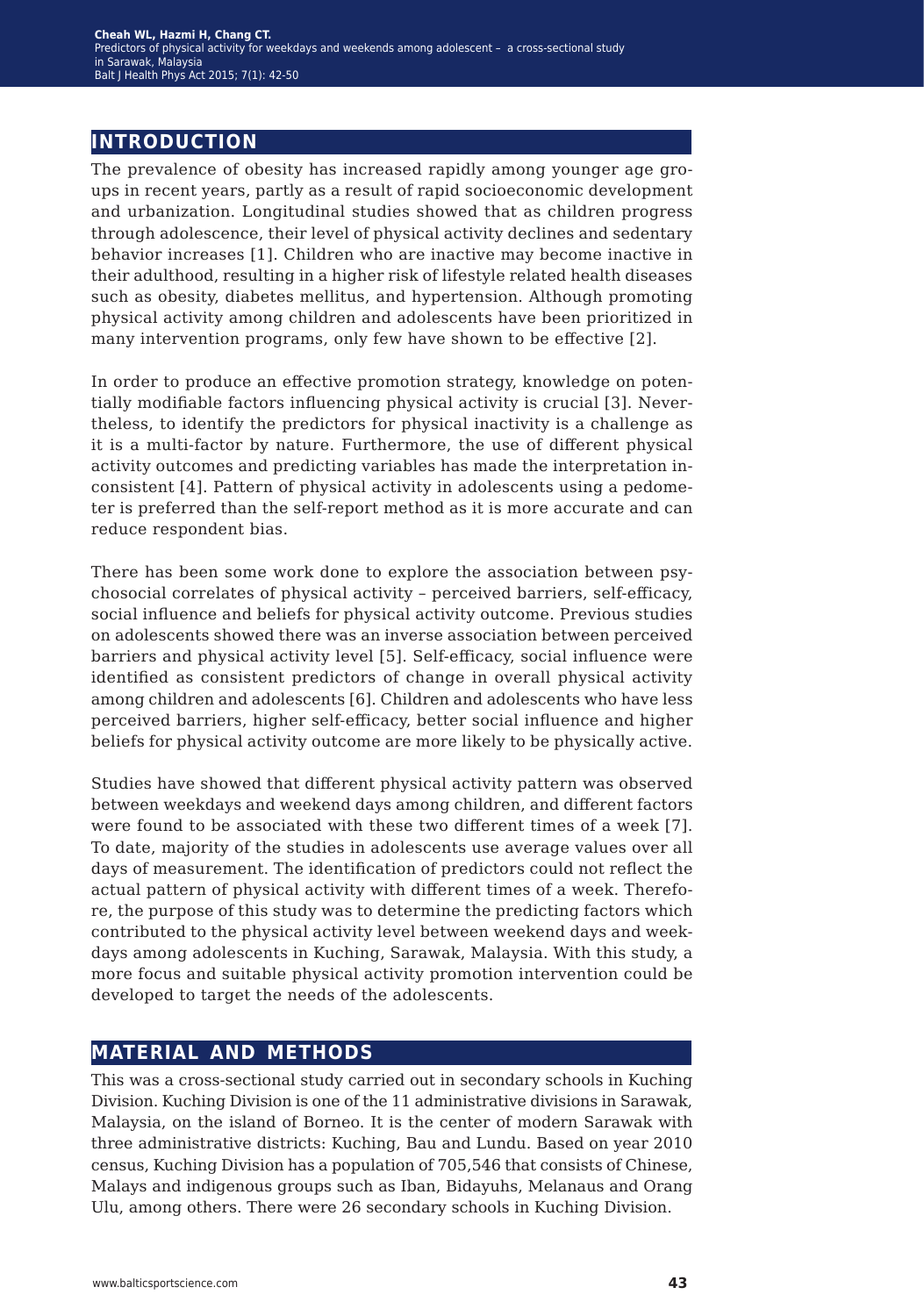## INTRODUCTION

The prevalence of obesity has increased rapidly among younger age groups in recent years, partly as a result of rapid socioeconomic development and urbanization. Longitudinal studies showed that as children progress through adolescence, their level of physical activity declines and sedentary behavior increases [1]. Children who are inactive may become inactive in their adulthood, resulting in a higher risk of lifestyle related health diseases such as obesity, diabetes mellitus, and hypertension. Although promoting physical activity among children and adolescents have been prioritized in many intervention programs, only few have shown to be effective [2].

In order to produce an effective promotion strategy, knowledge on potentially modifiable factors influencing physical activity is crucial [3]. Nevertheless, to identify the predictors for physical inactivity is a challenge as it is a multi-factor by nature. Furthermore, the use of different physical activity outcomes and predicting variables has made the interpretation inconsistent [4]. Pattern of physical activity in adolescents using a pedometer is preferred than the self-report method as it is more accurate and can reduce respondent bias.

There has been some work done to explore the association between psychosocial correlates of physical activity – perceived barriers, self-efficacy, social influence and beliefs for physical activity outcome. Previous studies on adolescents showed there was an inverse association between perceived barriers and physical activity level [5]. Self-efficacy, social influence were identified as consistent predictors of change in overall physical activity among children and adolescents [6]. Children and adolescents who have less perceived barriers, higher self-efficacy, better social influence and higher beliefs for physical activity outcome are more likely to be physically active.

Studies have showed that different physical activity pattern was observed between weekdays and weekend days among children, and different factors were found to be associated with these two different times of a week [7]. To date, majority of the studies in adolescents use average values over all days of measurement. The identification of predictors could not reflect the actual pattern of physical activity with different times of a week. Therefore, the purpose of this study was to determine the predicting factors which contributed to the physical activity level between weekend days and weekdays among adolescents in Kuching, Sarawak, Malaysia. With this study, a more focus and suitable physical activity promotion intervention could be developed to target the needs of the adolescents.

## MATERIAL AND METHODS

This was a cross-sectional study carried out in secondary schools in Kuching Division. Kuching Division is one of the 11 administrative divisions in Sarawak, Malaysia, on the island of Borneo. It is the center of modern Sarawak with three administrative districts: Kuching, Bau and Lundu. Based on year 2010 census, Kuching Division has a population of 705,546 that consists of Chinese, Malays and indigenous groups such as Iban, Bidayuhs, Melanaus and Orang Ulu, among others. There were 26 secondary schools in Kuching Division.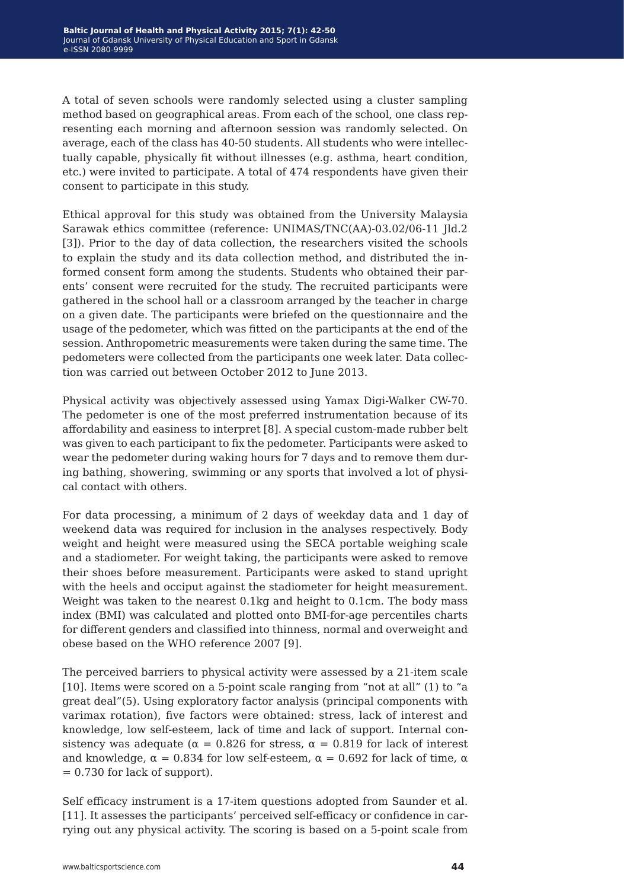A total of seven schools were randomly selected using a cluster sampling method based on geographical areas. From each of the school, one class representing each morning and afternoon session was randomly selected. On average, each of the class has 40-50 students. All students who were intellectually capable, physically fit without illnesses (e.g. asthma, heart condition, etc.) were invited to participate. A total of 474 respondents have given their consent to participate in this study.

Ethical approval for this study was obtained from the University Malaysia Sarawak ethics committee (reference: UNIMAS/TNC(AA)-03.02/06-11 Jld.2 [3]). Prior to the day of data collection, the researchers visited the schools to explain the study and its data collection method, and distributed the informed consent form among the students. Students who obtained their parents' consent were recruited for the study. The recruited participants were gathered in the school hall or a classroom arranged by the teacher in charge on a given date. The participants were briefed on the questionnaire and the usage of the pedometer, which was fitted on the participants at the end of the session. Anthropometric measurements were taken during the same time. The pedometers were collected from the participants one week later. Data collection was carried out between October 2012 to June 2013.

Physical activity was objectively assessed using Yamax Digi-Walker CW-70. The pedometer is one of the most preferred instrumentation because of its affordability and easiness to interpret [8]. A special custom-made rubber belt was given to each participant to fix the pedometer. Participants were asked to wear the pedometer during waking hours for 7 days and to remove them during bathing, showering, swimming or any sports that involved a lot of physical contact with others.

For data processing, a minimum of 2 days of weekday data and 1 day of weekend data was required for inclusion in the analyses respectively. Body weight and height were measured using the SECA portable weighing scale and a stadiometer. For weight taking, the participants were asked to remove their shoes before measurement. Participants were asked to stand upright with the heels and occiput against the stadiometer for height measurement. Weight was taken to the nearest 0.1kg and height to 0.1cm. The body mass index (BMI) was calculated and plotted onto BMI-for-age percentiles charts for different genders and classified into thinness, normal and overweight and obese based on the WHO reference 2007 [9].

The perceived barriers to physical activity were assessed by a 21-item scale [10]. Items were scored on a 5-point scale ranging from "not at all" (1) to "a great deal"(5). Using exploratory factor analysis (principal components with varimax rotation), five factors were obtained: stress, lack of interest and knowledge, low self-esteem, lack of time and lack of support. Internal consistency was adequate ($\alpha = 0.826$ for stress, $\alpha = 0.819$ for lack of interest and knowledge, $\alpha = 0.834$ for low self-esteem, $\alpha = 0.692$ for lack of time, $\alpha = 0.730$ for lack of support).

Self efficacy instrument is a 17-item questions adopted from Saunder et al. [11]. It assesses the participants' perceived self-efficacy or confidence in carrying out any physical activity. The scoring is based on a 5-point scale from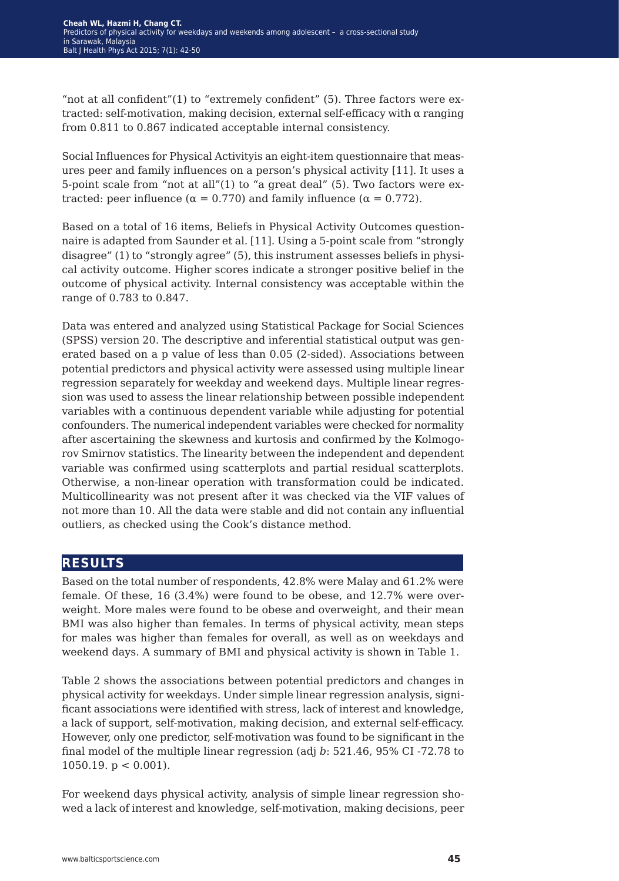"not at all confident"(1) to "extremely confident" (5). Three factors were extracted: self-motivation, making decision, external self-efficacy with α ranging from 0.811 to 0.867 indicated acceptable internal consistency.

Social Influences for Physical Activityis an eight-item questionnaire that measures peer and family influences on a person's physical activity [11]. It uses a 5-point scale from "not at all"(1) to "a great deal" (5). Two factors were extracted: peer influence ($\alpha = 0.770$) and family influence ($\alpha = 0.772$).

Based on a total of 16 items, Beliefs in Physical Activity Outcomes questionnaire is adapted from Saunder et al. [11]. Using a 5-point scale from "strongly disagree" (1) to "strongly agree" (5), this instrument assesses beliefs in physical activity outcome. Higher scores indicate a stronger positive belief in the outcome of physical activity. Internal consistency was acceptable within the range of 0.783 to 0.847.

Data was entered and analyzed using Statistical Package for Social Sciences (SPSS) version 20. The descriptive and inferential statistical output was generated based on a p value of less than 0.05 (2-sided). Associations between potential predictors and physical activity were assessed using multiple linear regression separately for weekday and weekend days. Multiple linear regression was used to assess the linear relationship between possible independent variables with a continuous dependent variable while adjusting for potential confounders. The numerical independent variables were checked for normality after ascertaining the skewness and kurtosis and confirmed by the Kolmogorov Smirnov statistics. The linearity between the independent and dependent variable was confirmed using scatterplots and partial residual scatterplots. Otherwise, a non-linear operation with transformation could be indicated. Multicollinearity was not present after it was checked via the VIF values of not more than 10. All the data were stable and did not contain any influential outliers, as checked using the Cook's distance method.

## RESULTS

Based on the total number of respondents, 42.8% were Malay and 61.2% were female. Of these, 16 (3.4%) were found to be obese, and 12.7% were overweight. More males were found to be obese and overweight, and their mean BMI was also higher than females. In terms of physical activity, mean steps for males was higher than females for overall, as well as on weekdays and weekend days. A summary of BMI and physical activity is shown in Table 1.

Table 2 shows the associations between potential predictors and changes in physical activity for weekdays. Under simple linear regression analysis, significant associations were identified with stress, lack of interest and knowledge, a lack of support, self-motivation, making decision, and external self-efficacy. However, only one predictor, self-motivation was found to be significant in the final model of the multiple linear regression (adj *b*: 521.46, 95% CI -72.78 to 1050.19. $p < 0.001$).

For weekend days physical activity, analysis of simple linear regression showed a lack of interest and knowledge, self-motivation, making decisions, peer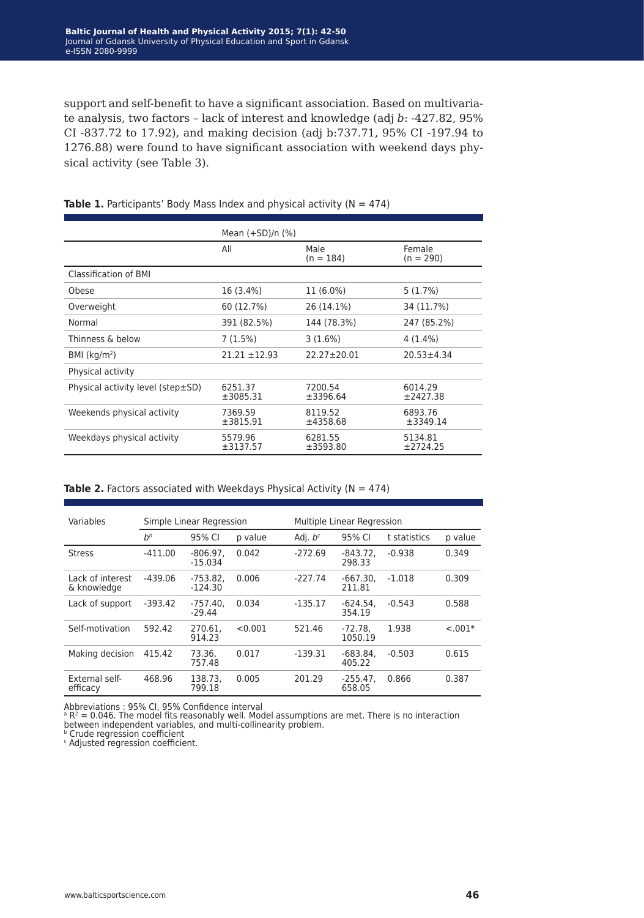support and self-benefit to have a significant association. Based on multivariate analysis, two factors – lack of interest and knowledge (adj *b*: -427.82, 95% CI -837.72 to 17.92), and making decision (adj b:737.71, 95% CI -197.94 to 1276.88) were found to have significant association with weekend days physical activity (see Table 3).

**Table 1.** Participants' Body Mass Index and physical activity (N = 474)

| | Mean (+SD)/n (%) | | |
|---|---|---|---|
| | All | Male (n = 184) | Female (n = 290) |
| Classification of BMI | | | |
| Obese | 16 (3.4%) | 11 (6.0%) | 5 (1.7%) |
| Overweight | 60 (12.7%) | 26 (14.1%) | 34 (11.7%) |
| Normal | 391 (82.5%) | 144 (78.3%) | 247 (85.2%) |
| Thinness & below | 7 (1.5%) | 3 (1.6%) | 4 (1.4%) |
| BMI (kg/m$^2$) | 21.21 ±12.93 | 22.27±20.01 | 20.53±4.34 |
| Physical activity | | | |
| Physical activity level (step±SD) | 6251.37 ±3085.31 | 7200.54 ±3396.64 | 6014.29 ±2427.38 |
| Weekends physical activity | 7369.59 ±3815.91 | 8119.52 ±4358.68 | 6893.76 ±3349.14 |
| Weekdays physical activity | 5579.96 ±3137.57 | 6281.55 ±3593.80 | 5134.81 ±2724.25 |

**Table 2.** Factors associated with Weekdays Physical Activity (N = 474)

| Variables | Simple Linear Regression | | | Multiple Linear Regression | | | |
|---|---|---|---|---|---|---|---|
| | $b^b$ | 95% CI | p value | Adj. $b^c$ | 95% CI | t statistics | p value |
| Stress | -411.00 | -806.97, -15.034 | 0.042 | -272.69 | -843.72, 298.33 | -0.938 | 0.349 |
| Lack of interest & knowledge | -439.06 | -753.82, -124.30 | 0.006 | -227.74 | -667.30, 211.81 | -1.018 | 0.309 |
| Lack of support | -393.42 | -757.40, -29.44 | 0.034 | -135.17 | -624.54, 354.19 | -0.543 | 0.588 |
| Self-motivation | 592.42 | 270.61, 914.23 | <0.001 | 521.46 | -72.78, 1050.19 | 1.938 | <.001* |
| Making decision | 415.42 | 73.36, 757.48 | 0.017 | -139.31 | -683.84, 405.22 | -0.503 | 0.615 |
| External self-efficacy | 468.96 | 138.73, 799.18 | 0.005 | 201.29 | -255.47, 658.05 | 0.866 | 0.387 |

Abbreviations : 95% CI, 95% Confidence interval
[a] $R^2$ = 0.046. The model fits reasonably well. Model assumptions are met. There is no interaction between independent variables, and multi-collinearity problem.
[b] Crude regression coefficient
[c] Adjusted regression coefficient.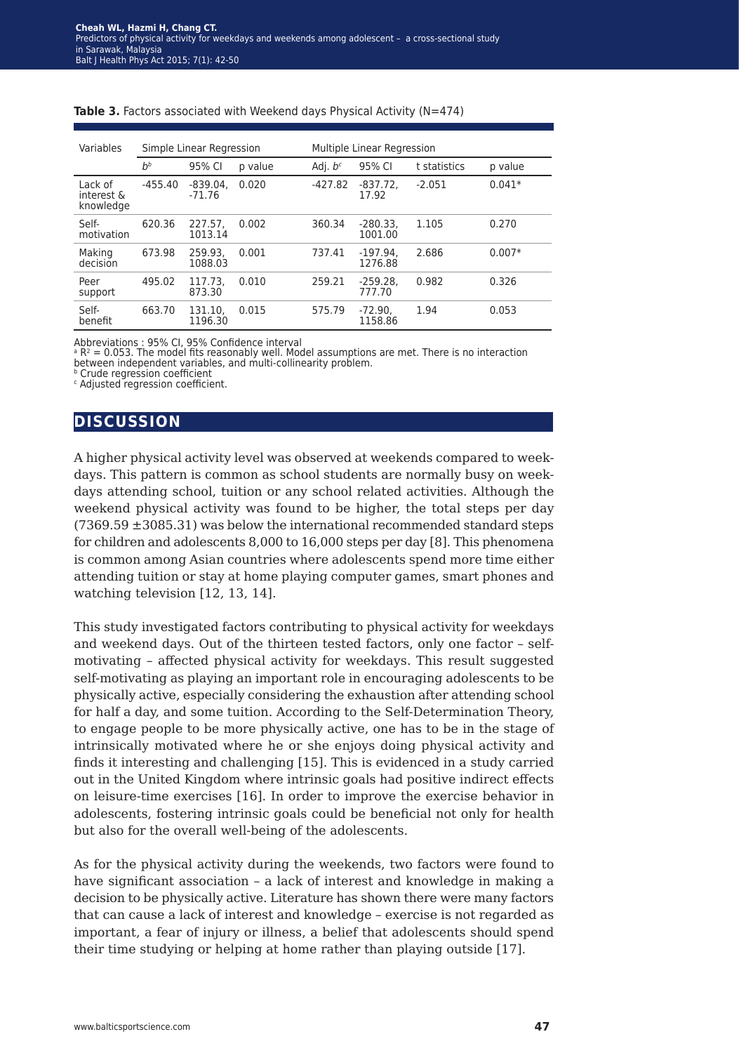**Table 3.** Factors associated with Weekend days Physical Activity (N=474)

| Variables | Simple Linear Regression | | | Multiple Linear Regression | | | |
|---|---|---|---|---|---|---|---|
| | $b^b$ | 95% CI | p value | Adj. $b^c$ | 95% CI | t statistics | p value |
| Lack of interest & knowledge | -455.40 | -839.04, -71.76 | 0.020 | -427.82 | -837.72, 17.92 | -2.051 | 0.041* |
| Self-motivation | 620.36 | 227.57, 1013.14 | 0.002 | 360.34 | -280.33, 1001.00 | 1.105 | 0.270 |
| Making decision | 673.98 | 259.93, 1088.03 | 0.001 | 737.41 | -197.94, 1276.88 | 2.686 | 0.007* |
| Peer support | 495.02 | 117.73, 873.30 | 0.010 | 259.21 | -259.28, 777.70 | 0.982 | 0.326 |
| Self-benefit | 663.70 | 131.10, 1196.30 | 0.015 | 575.79 | -72.90, 1158.86 | 1.94 | 0.053 |

Abbreviations : 95% CI, 95% Confidence interval
[a] $R^2$ = 0.053. The model fits reasonably well. Model assumptions are met. There is no interaction between independent variables, and multi-collinearity problem.
[b] Crude regression coefficient
[c] Adjusted regression coefficient.

## DISCUSSION

A higher physical activity level was observed at weekends compared to weekdays. This pattern is common as school students are normally busy on weekdays attending school, tuition or any school related activities. Although the weekend physical activity was found to be higher, the total steps per day (7369.59 ±3085.31) was below the international recommended standard steps for children and adolescents 8,000 to 16,000 steps per day [8]. This phenomena is common among Asian countries where adolescents spend more time either attending tuition or stay at home playing computer games, smart phones and watching television [12, 13, 14].

This study investigated factors contributing to physical activity for weekdays and weekend days. Out of the thirteen tested factors, only one factor – self-motivating – affected physical activity for weekdays. This result suggested self-motivating as playing an important role in encouraging adolescents to be physically active, especially considering the exhaustion after attending school for half a day, and some tuition. According to the Self-Determination Theory, to engage people to be more physically active, one has to be in the stage of intrinsically motivated where he or she enjoys doing physical activity and finds it interesting and challenging [15]. This is evidenced in a study carried out in the United Kingdom where intrinsic goals had positive indirect effects on leisure-time exercises [16]. In order to improve the exercise behavior in adolescents, fostering intrinsic goals could be beneficial not only for health but also for the overall well-being of the adolescents.

As for the physical activity during the weekends, two factors were found to have significant association – a lack of interest and knowledge in making a decision to be physically active. Literature has shown there were many factors that can cause a lack of interest and knowledge – exercise is not regarded as important, a fear of injury or illness, a belief that adolescents should spend their time studying or helping at home rather than playing outside [17].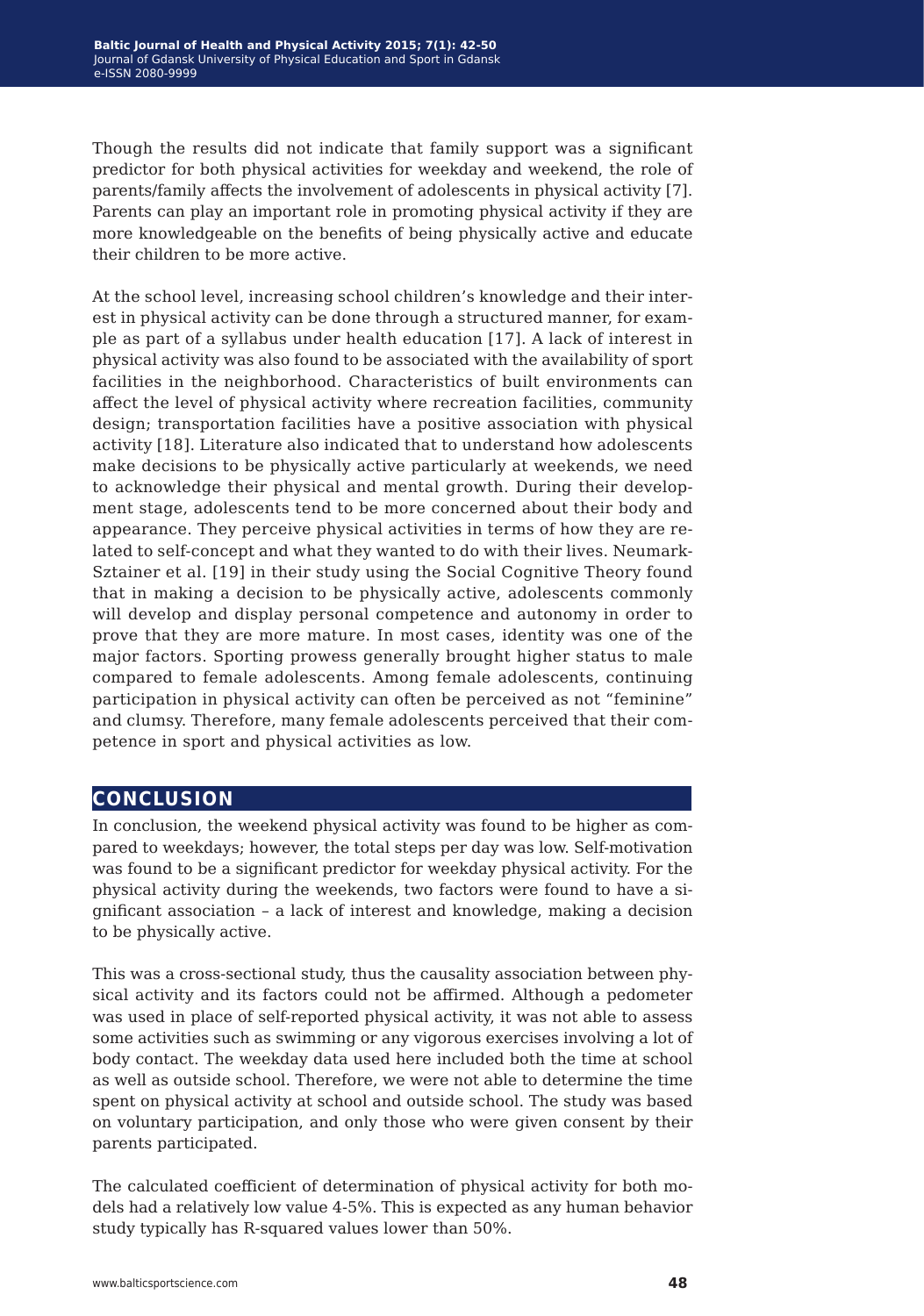Though the results did not indicate that family support was a significant predictor for both physical activities for weekday and weekend, the role of parents/family affects the involvement of adolescents in physical activity [7]. Parents can play an important role in promoting physical activity if they are more knowledgeable on the benefits of being physically active and educate their children to be more active.

At the school level, increasing school children's knowledge and their interest in physical activity can be done through a structured manner, for example as part of a syllabus under health education [17]. A lack of interest in physical activity was also found to be associated with the availability of sport facilities in the neighborhood. Characteristics of built environments can affect the level of physical activity where recreation facilities, community design; transportation facilities have a positive association with physical activity [18]. Literature also indicated that to understand how adolescents make decisions to be physically active particularly at weekends, we need to acknowledge their physical and mental growth. During their development stage, adolescents tend to be more concerned about their body and appearance. They perceive physical activities in terms of how they are related to self-concept and what they wanted to do with their lives. Neumark-Sztainer et al. [19] in their study using the Social Cognitive Theory found that in making a decision to be physically active, adolescents commonly will develop and display personal competence and autonomy in order to prove that they are more mature. In most cases, identity was one of the major factors. Sporting prowess generally brought higher status to male compared to female adolescents. Among female adolescents, continuing participation in physical activity can often be perceived as not "feminine" and clumsy. Therefore, many female adolescents perceived that their competence in sport and physical activities as low.

## CONCLUSION

In conclusion, the weekend physical activity was found to be higher as compared to weekdays; however, the total steps per day was low. Self-motivation was found to be a significant predictor for weekday physical activity. For the physical activity during the weekends, two factors were found to have a significant association – a lack of interest and knowledge, making a decision to be physically active.

This was a cross-sectional study, thus the causality association between physical activity and its factors could not be affirmed. Although a pedometer was used in place of self-reported physical activity, it was not able to assess some activities such as swimming or any vigorous exercises involving a lot of body contact. The weekday data used here included both the time at school as well as outside school. Therefore, we were not able to determine the time spent on physical activity at school and outside school. The study was based on voluntary participation, and only those who were given consent by their parents participated.

The calculated coefficient of determination of physical activity for both models had a relatively low value 4-5%. This is expected as any human behavior study typically has R-squared values lower than 50%.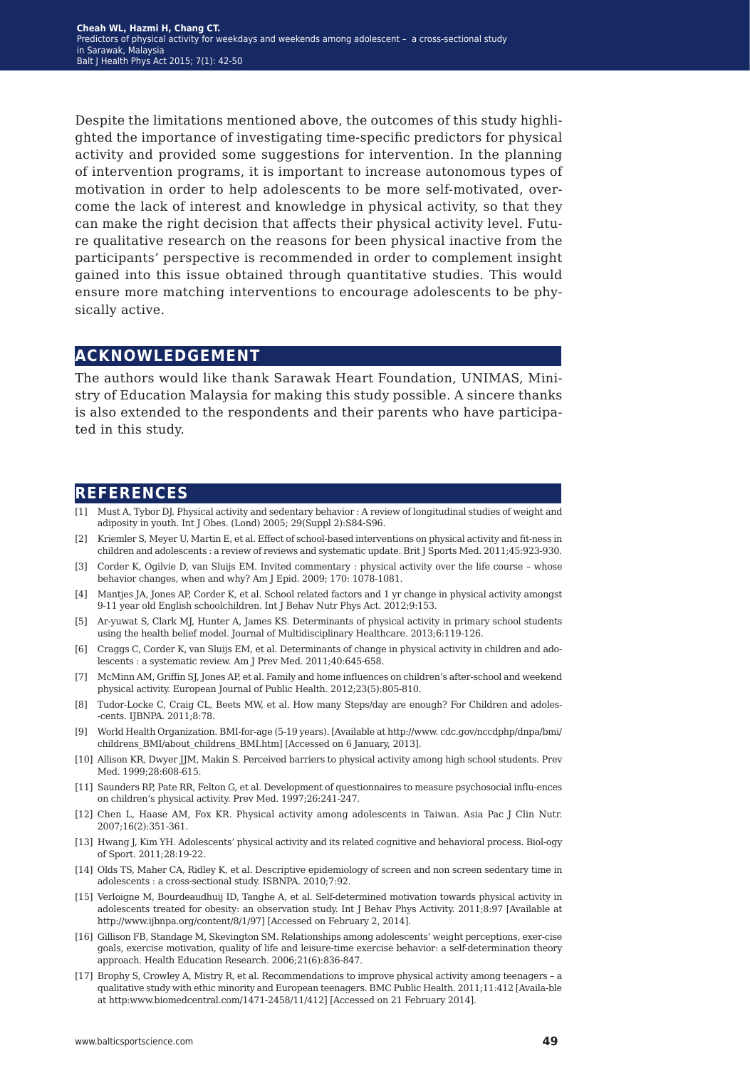Despite the limitations mentioned above, the outcomes of this study highlighted the importance of investigating time-specific predictors for physical activity and provided some suggestions for intervention. In the planning of intervention programs, it is important to increase autonomous types of motivation in order to help adolescents to be more self-motivated, overcome the lack of interest and knowledge in physical activity, so that they can make the right decision that affects their physical activity level. Future qualitative research on the reasons for been physical inactive from the participants' perspective is recommended in order to complement insight gained into this issue obtained through quantitative studies. This would ensure more matching interventions to encourage adolescents to be physically active.

## ACKNOWLEDGEMENT

The authors would like thank Sarawak Heart Foundation, UNIMAS, Ministry of Education Malaysia for making this study possible. A sincere thanks is also extended to the respondents and their parents who have participated in this study.

## REFERENCES

[1] Must A, Tybor DJ. Physical activity and sedentary behavior : A review of longitudinal studies of weight and adiposity in youth. Int J Obes. (Lond) 2005; 29(Suppl 2):S84-S96.

[2] Kriemler S, Meyer U, Martin E, et al. Effect of school-based interventions on physical activity and fit-ness in children and adolescents : a review of reviews and systematic update. Brit J Sports Med. 2011;45:923-930.

[3] Corder K, Ogilvie D, van Sluijs EM. Invited commentary : physical activity over the life course – whose behavior changes, when and why? Am J Epid. 2009; 170: 1078-1081.

[4] Mantjes JA, Jones AP, Corder K, et al. School related factors and 1 yr change in physical activity amongst 9-11 year old English schoolchildren. Int J Behav Nutr Phys Act. 2012;9:153.

[5] Ar-yuwat S, Clark MJ, Hunter A, James KS. Determinants of physical activity in primary school students using the health belief model. Journal of Multidisciplinary Healthcare. 2013;6:119-126.

[6] Craggs C, Corder K, van Sluijs EM, et al. Determinants of change in physical activity in children and adolescents : a systematic review. Am J Prev Med. 2011;40:645-658.

[7] McMinn AM, Griffin SJ, Jones AP, et al. Family and home influences on children's after-school and weekend physical activity. European Journal of Public Health. 2012;23(5):805-810.

[8] Tudor-Locke C, Craig CL, Beets MW, et al. How many Steps/day are enough? For Children and adoles--cents. IJBNPA. 2011;8:78.

[9] World Health Organization. BMI-for-age (5-19 years). [Available at http://www. cdc.gov/nccdphp/dnpa/bmi/childrens_BMI/about_childrens_BMI.htm] [Accessed on 6 January, 2013].

[10] Allison KR, Dwyer JJM, Makin S. Perceived barriers to physical activity among high school students. Prev Med. 1999;28:608-615.

[11] Saunders RP, Pate RR, Felton G, et al. Development of questionnaires to measure psychosocial influ-ences on children's physical activity. Prev Med. 1997;26:241-247.

[12] Chen L, Haase AM, Fox KR. Physical activity among adolescents in Taiwan. Asia Pac J Clin Nutr. 2007;16(2):351-361.

[13] Hwang J, Kim YH. Adolescents' physical activity and its related cognitive and behavioral process. Biol-ogy of Sport. 2011;28:19-22.

[14] Olds TS, Maher CA, Ridley K, et al. Descriptive epidemiology of screen and non screen sedentary time in adolescents : a cross-sectional study. ISBNPA. 2010;7:92.

[15] Verloigne M, Bourdeaudhuij ID, Tanghe A, et al. Self-determined motivation towards physical activity in adolescents treated for obesity: an observation study. Int J Behav Phys Activity. 2011;8:97 [Available at http://www.ijbnpa.org/content/8/1/97] [Accessed on February 2, 2014].

[16] Gillison FB, Standage M, Skevington SM. Relationships among adolescents' weight perceptions, exer-cise goals, exercise motivation, quality of life and leisure-time exercise behavior: a self-determination theory approach. Health Education Research. 2006;21(6):836-847.

[17] Brophy S, Crowley A, Mistry R, et al. Recommendations to improve physical activity among teenagers – a qualitative study with ethic minority and European teenagers. BMC Public Health. 2011;11:412 [Availa-ble at http:www.biomedcentral.com/1471-2458/11/412] [Accessed on 21 February 2014].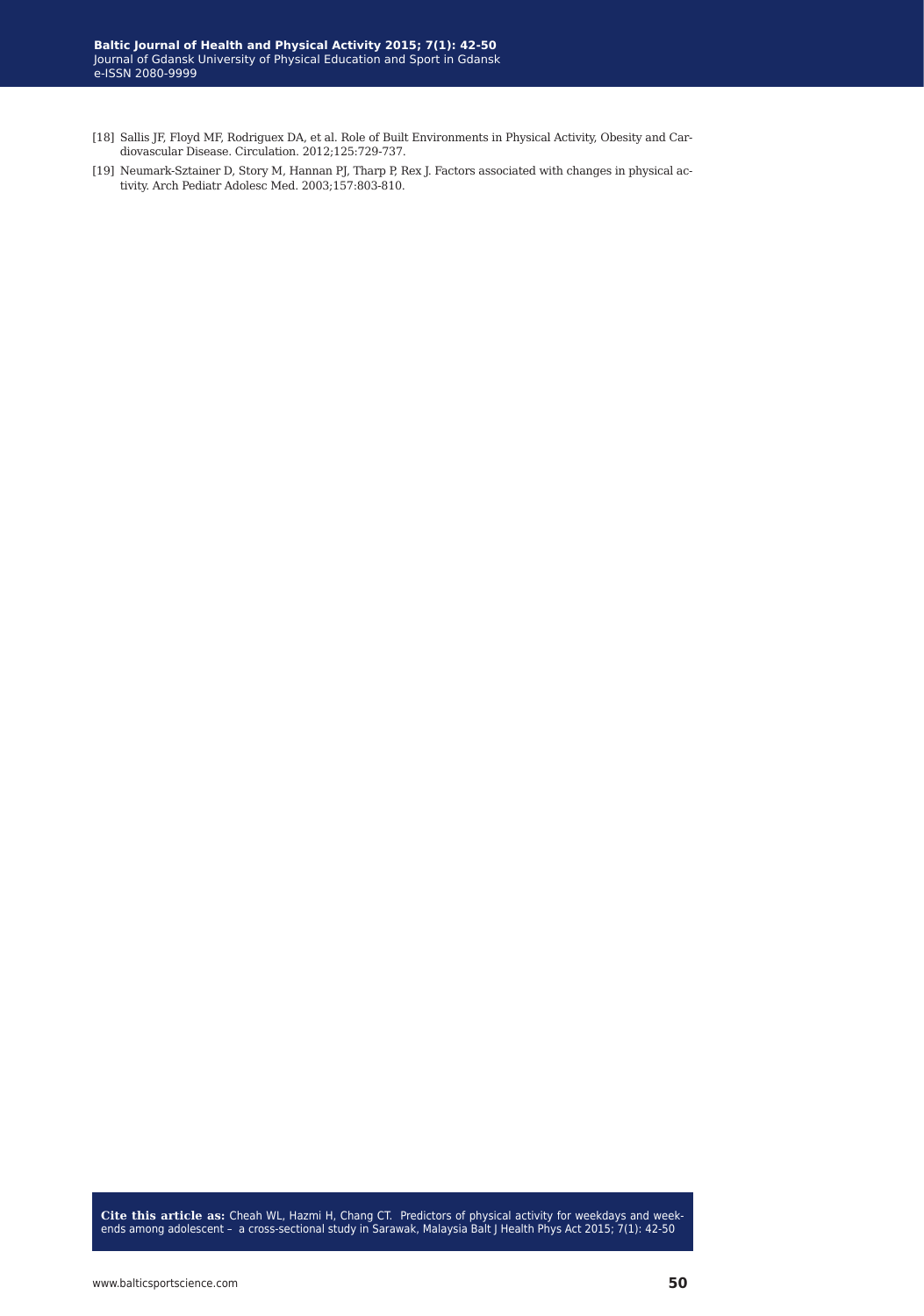[18] Sallis JF, Floyd MF, Rodriguex DA, et al. Role of Built Environments in Physical Activity, Obesity and Cardiovascular Disease. Circulation. 2012;125:729-737.

[19] Neumark-Sztainer D, Story M, Hannan PJ, Tharp P, Rex J. Factors associated with changes in physical activity. Arch Pediatr Adolesc Med. 2003;157:803-810.

**Cite this article as:** Cheah WL, Hazmi H, Chang CT. Predictors of physical activity for weekdays and weekends among adolescent – a cross-sectional study in Sarawak, Malaysia Balt J Health Phys Act 2015; 7(1): 42-50